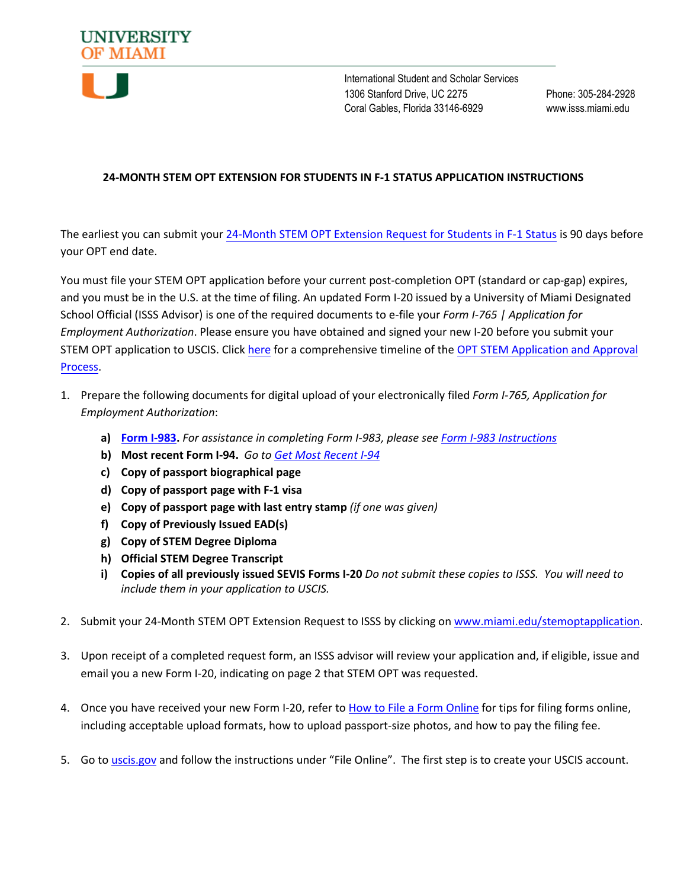UNIVERSITY OF MIAMI

International Student and Scholar Services
1306 Stanford Drive, UC 2275
Coral Gables, Florida 33146-6929

Phone: 305-284-2928
www.isss.miami.edu

**24-MONTH STEM OPT EXTENSION FOR STUDENTS IN F-1 STATUS APPLICATION INSTRUCTIONS**

The earliest you can submit your 24-Month STEM OPT Extension Request for Students in F-1 Status is 90 days before your OPT end date.

You must file your STEM OPT application before your current post-completion OPT (standard or cap-gap) expires, and you must be in the U.S. at the time of filing. An updated Form I-20 issued by a University of Miami Designated School Official (ISSS Advisor) is one of the required documents to e-file your *Form I-765 | Application for Employment Authorization*. Please ensure you have obtained and signed your new I-20 before you submit your STEM OPT application to USCIS. Click here for a comprehensive timeline of the OPT STEM Application and Approval Process.

1. Prepare the following documents for digital upload of your electronically filed *Form I-765, Application for Employment Authorization*:
   - a) **Form I-983.** *For assistance in completing Form I-983, please see Form I-983 Instructions*
   - b) **Most recent Form I-94.** *Go to Get Most Recent I-94*
   - c) **Copy of passport biographical page**
   - d) **Copy of passport page with F-1 visa**
   - e) **Copy of passport page with last entry stamp** *(if one was given)*
   - f) **Copy of Previously Issued EAD(s)**
   - g) **Copy of STEM Degree Diploma**
   - h) **Official STEM Degree Transcript**
   - i) **Copies of all previously issued SEVIS Forms I-20** *Do not submit these copies to ISSS. You will need to include them in your application to USCIS.*
2. Submit your 24-Month STEM OPT Extension Request to ISSS by clicking on www.miami.edu/stemoptapplication.
3. Upon receipt of a completed request form, an ISSS advisor will review your application and, if eligible, issue and email you a new Form I-20, indicating on page 2 that STEM OPT was requested.
4. Once you have received your new Form I-20, refer to How to File a Form Online for tips for filing forms online, including acceptable upload formats, how to upload passport-size photos, and how to pay the filing fee.
5. Go to uscis.gov and follow the instructions under "File Online". The first step is to create your USCIS account.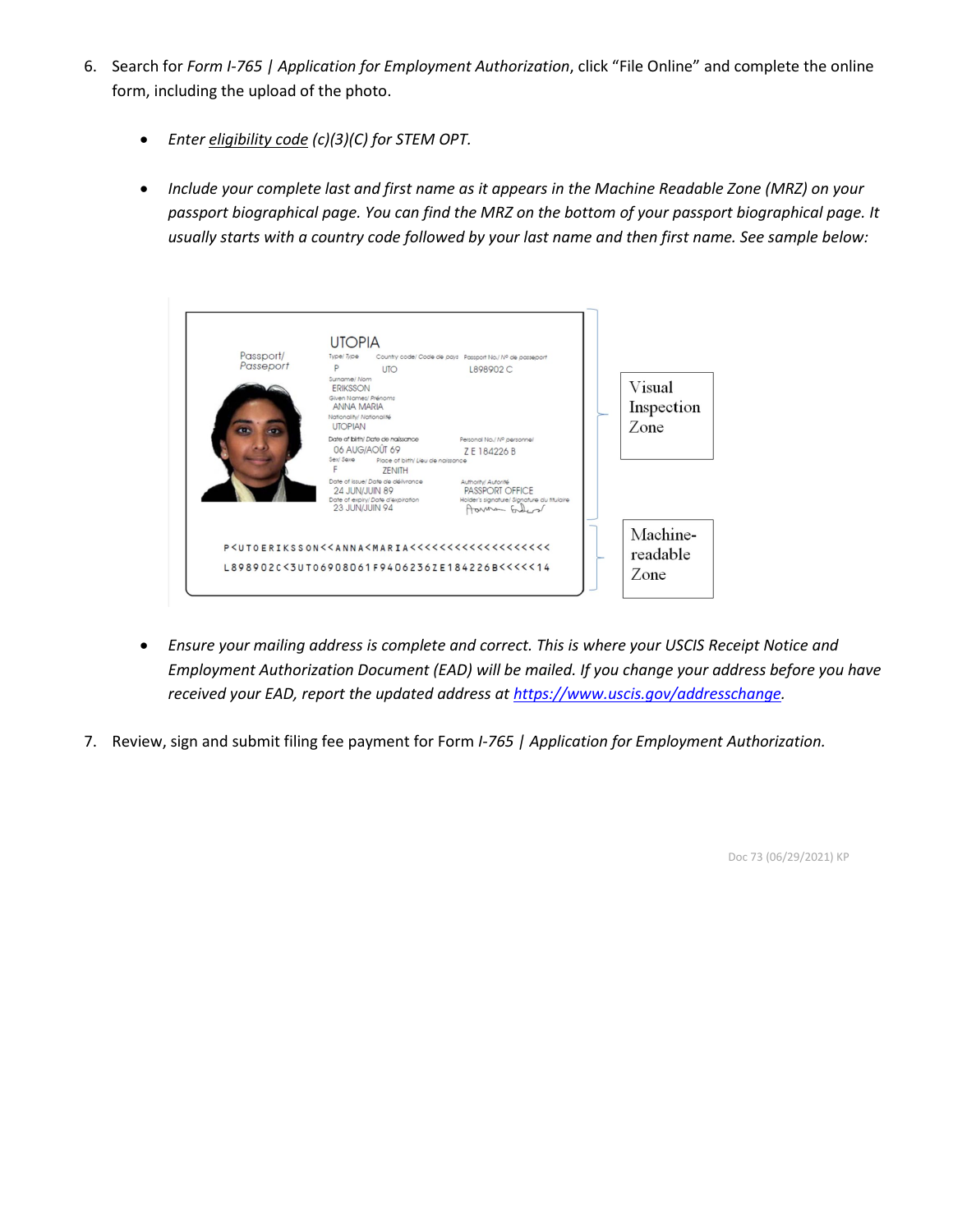6. Search for *Form I-765 | Application for Employment Authorization*, click "File Online" and complete the online form, including the upload of the photo.

   - *Enter eligibility code (c)(3)(C) for STEM OPT.*
   - *Include your complete last and first name as it appears in the Machine Readable Zone (MRZ) on your passport biographical page. You can find the MRZ on the bottom of your passport biographical page. It usually starts with a country code followed by your last name and then first name. See sample below:*

     Passport/ Passport

     UTOPIA

     Type/ Type P
     Country code/ Code de pays UTO
     Passport No./ N° de passeport L898902 C
     Surname/ Nom ERIKSSON
     Given Names/ Prénoms ANNA MARIA
     Nationality/ Nationalité UTOPIAN
     Date of birth/ Date de naissance 06 AUG/AOÛT 69
     Personal No./ N° personnel Z E 184226 B
     Sex/ Sexe F
     Place of birth/ Lieu de naissance ZENITH
     Date of issue/ Date de délivrance 24 JUN/JUIN 89
     Authority/ Autorité PASSPORT OFFICE
     Date of expiry/ Date d'expiration 23 JUN/JUIN 94
     Holder's signature/ Signature du titulaire

     Visual Inspection Zone

     P<UTOERIKSSON<<ANNA<MARIA<<<<<<<<<<<<<<<<<<<

     L898902C<3UTO6908061F9406236ZE184226B<<<<<14

     Machine-readable Zone

   - *Ensure your mailing address is complete and correct. This is where your USCIS Receipt Notice and Employment Authorization Document (EAD) will be mailed. If you change your address before you have received your EAD, report the updated address at https://www.uscis.gov/addresschange.*

7. Review, sign and submit filing fee payment for Form *I-765 | Application for Employment Authorization.*